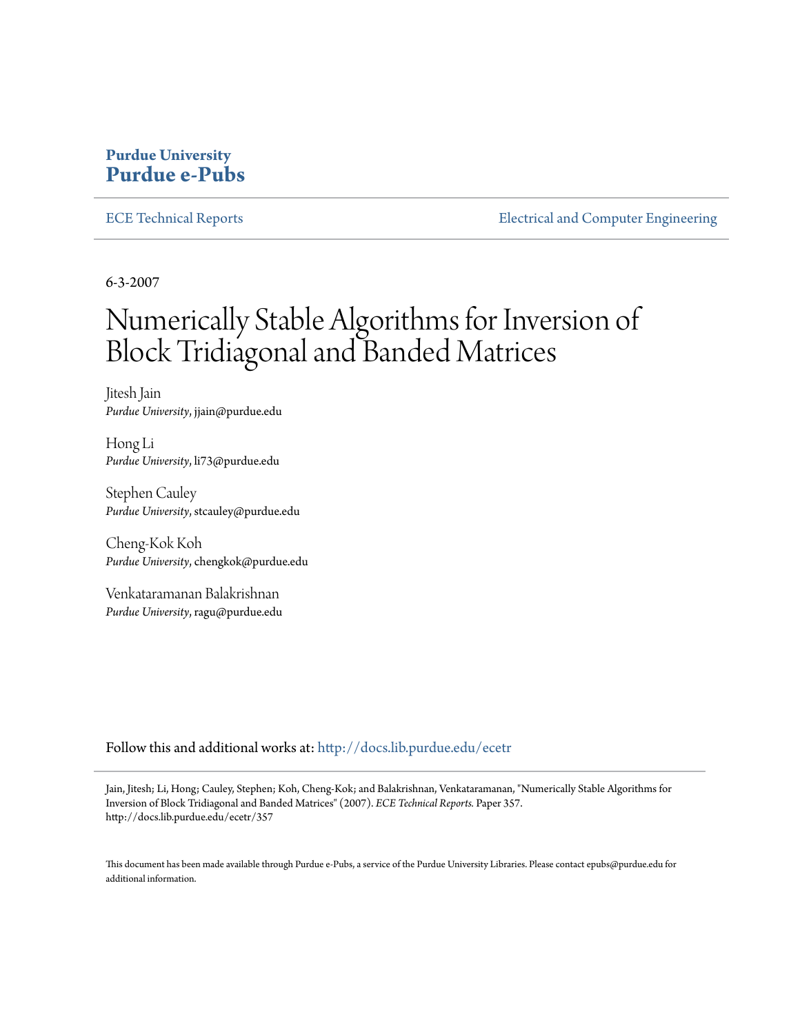**Purdue University**
**Purdue e-Pubs**

ECE Technical Reports | Electrical and Computer Engineering

6-3-2007

# Numerically Stable Algorithms for Inversion of Block Tridiagonal and Banded Matrices

Jitesh Jain
*Purdue University*, jjain@purdue.edu

Hong Li
*Purdue University*, li73@purdue.edu

Stephen Cauley
*Purdue University*, stcauley@purdue.edu

Cheng-Kok Koh
*Purdue University*, chengkok@purdue.edu

Venkataramanan Balakrishnan
*Purdue University*, ragu@purdue.edu

Follow this and additional works at: http://docs.lib.purdue.edu/ecetr

Jain, Jitesh; Li, Hong; Cauley, Stephen; Koh, Cheng-Kok; and Balakrishnan, Venkataramanan, "Numerically Stable Algorithms for Inversion of Block Tridiagonal and Banded Matrices" (2007). *ECE Technical Reports.* Paper 357.
http://docs.lib.purdue.edu/ecetr/357

This document has been made available through Purdue e-Pubs, a service of the Purdue University Libraries. Please contact epubs@purdue.edu for additional information.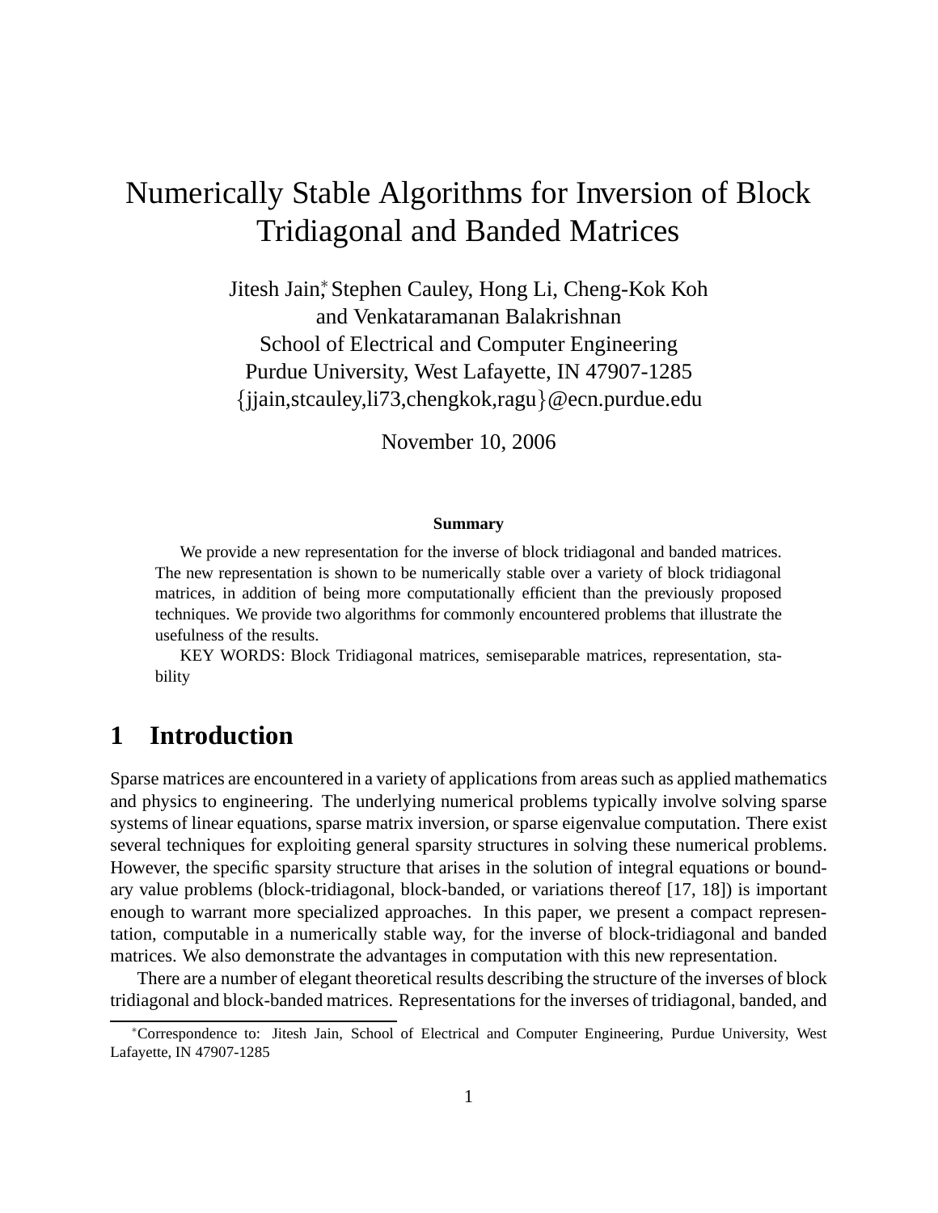# Numerically Stable Algorithms for Inversion of Block Tridiagonal and Banded Matrices

Jitesh Jain,[*] Stephen Cauley, Hong Li, Cheng-Kok Koh
and Venkataramanan Balakrishnan
School of Electrical and Computer Engineering
Purdue University, West Lafayette, IN 47907-1285
{jjain,stcauley,li73,chengkok,ragu}@ecn.purdue.edu

November 10, 2006

**Summary**

We provide a new representation for the inverse of block tridiagonal and banded matrices. The new representation is shown to be numerically stable over a variety of block tridiagonal matrices, in addition of being more computationally efficient than the previously proposed techniques. We provide two algorithms for commonly encountered problems that illustrate the usefulness of the results.

KEY WORDS: Block Tridiagonal matrices, semiseparable matrices, representation, stability

## 1 Introduction

Sparse matrices are encountered in a variety of applications from areas such as applied mathematics and physics to engineering. The underlying numerical problems typically involve solving sparse systems of linear equations, sparse matrix inversion, or sparse eigenvalue computation. There exist several techniques for exploiting general sparsity structures in solving these numerical problems. However, the specific sparsity structure that arises in the solution of integral equations or boundary value problems (block-tridiagonal, block-banded, or variations thereof [17, 18]) is important enough to warrant more specialized approaches. In this paper, we present a compact representation, computable in a numerically stable way, for the inverse of block-tridiagonal and banded matrices. We also demonstrate the advantages in computation with this new representation.

There are a number of elegant theoretical results describing the structure of the inverses of block tridiagonal and block-banded matrices. Representations for the inverses of tridiagonal, banded, and

[*]Correspondence to: Jitesh Jain, School of Electrical and Computer Engineering, Purdue University, West Lafayette, IN 47907-1285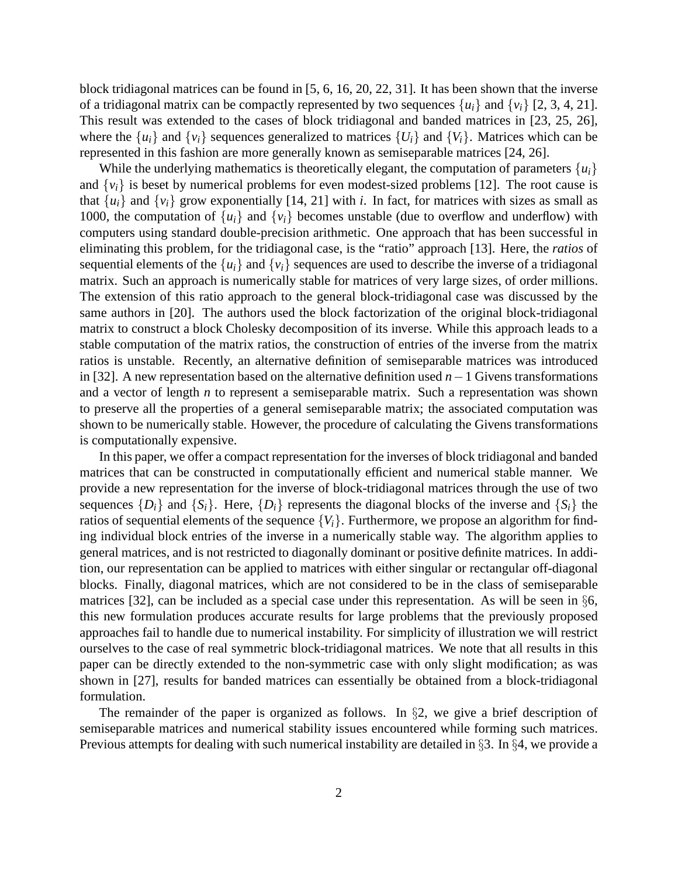block tridiagonal matrices can be found in [5, 6, 16, 20, 22, 31]. It has been shown that the inverse of a tridiagonal matrix can be compactly represented by two sequences $\{u_i\}$ and $\{v_i\}$ [2, 3, 4, 21]. This result was extended to the cases of block tridiagonal and banded matrices in [23, 25, 26], where the $\{u_i\}$ and $\{v_i\}$ sequences generalized to matrices $\{U_i\}$ and $\{V_i\}$. Matrices which can be represented in this fashion are more generally known as semiseparable matrices [24, 26].

While the underlying mathematics is theoretically elegant, the computation of parameters $\{u_i\}$ and $\{v_i\}$ is beset by numerical problems for even modest-sized problems [12]. The root cause is that $\{u_i\}$ and $\{v_i\}$ grow exponentially [14, 21] with $i$. In fact, for matrices with sizes as small as 1000, the computation of $\{u_i\}$ and $\{v_i\}$ becomes unstable (due to overflow and underflow) with computers using standard double-precision arithmetic. One approach that has been successful in eliminating this problem, for the tridiagonal case, is the "ratio" approach [13]. Here, the *ratios* of sequential elements of the $\{u_i\}$ and $\{v_i\}$ sequences are used to describe the inverse of a tridiagonal matrix. Such an approach is numerically stable for matrices of very large sizes, of order millions. The extension of this ratio approach to the general block-tridiagonal case was discussed by the same authors in [20]. The authors used the block factorization of the original block-tridiagonal matrix to construct a block Cholesky decomposition of its inverse. While this approach leads to a stable computation of the matrix ratios, the construction of entries of the inverse from the matrix ratios is unstable. Recently, an alternative definition of semiseparable matrices was introduced in [32]. A new representation based on the alternative definition used $n-1$ Givens transformations and a vector of length $n$ to represent a semiseparable matrix. Such a representation was shown to preserve all the properties of a general semiseparable matrix; the associated computation was shown to be numerically stable. However, the procedure of calculating the Givens transformations is computationally expensive.

In this paper, we offer a compact representation for the inverses of block tridiagonal and banded matrices that can be constructed in computationally efficient and numerical stable manner. We provide a new representation for the inverse of block-tridiagonal matrices through the use of two sequences $\{D_i\}$ and $\{S_i\}$. Here, $\{D_i\}$ represents the diagonal blocks of the inverse and $\{S_i\}$ the ratios of sequential elements of the sequence $\{V_i\}$. Furthermore, we propose an algorithm for finding individual block entries of the inverse in a numerically stable way. The algorithm applies to general matrices, and is not restricted to diagonally dominant or positive definite matrices. In addition, our representation can be applied to matrices with either singular or rectangular off-diagonal blocks. Finally, diagonal matrices, which are not considered to be in the class of semiseparable matrices [32], can be included as a special case under this representation. As will be seen in §6, this new formulation produces accurate results for large problems that the previously proposed approaches fail to handle due to numerical instability. For simplicity of illustration we will restrict ourselves to the case of real symmetric block-tridiagonal matrices. We note that all results in this paper can be directly extended to the non-symmetric case with only slight modification; as was shown in [27], results for banded matrices can essentially be obtained from a block-tridiagonal formulation.

The remainder of the paper is organized as follows. In §2, we give a brief description of semiseparable matrices and numerical stability issues encountered while forming such matrices. Previous attempts for dealing with such numerical instability are detailed in §3. In §4, we provide a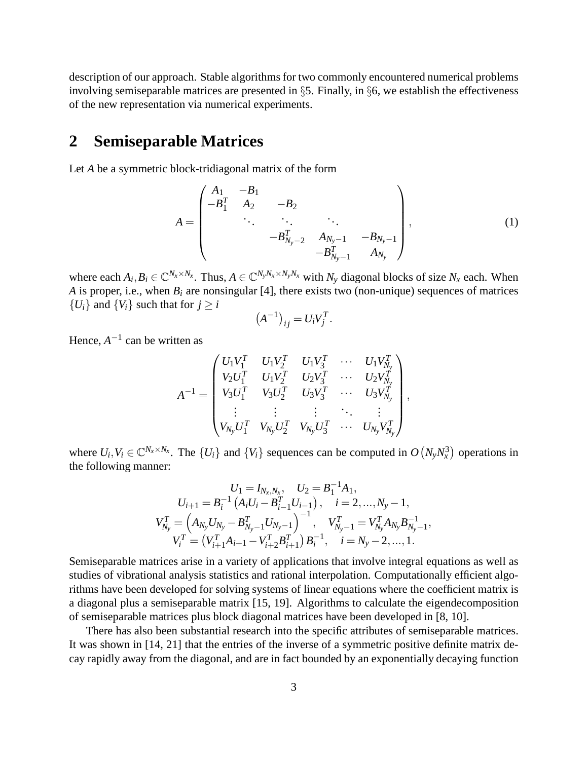description of our approach. Stable algorithms for two commonly encountered numerical problems involving semiseparable matrices are presented in §5. Finally, in §6, we establish the effectiveness of the new representation via numerical experiments.

## 2 Semiseparable Matrices

Let $A$ be a symmetric block-tridiagonal matrix of the form

$$A = \begin{pmatrix} A_1 & -B_1 & & & \\ -B_1^T & A_2 & -B_2 & & \\ & \ddots & \ddots & \ddots & \\ & & -B_{N_y-2}^T & A_{N_y-1} & -B_{N_y-1} \\ & & & -B_{N_y-1}^T & A_{N_y} \end{pmatrix}, \tag{1}$$

where each $A_i, B_i \in \mathbb{C}^{N_x \times N_x}$. Thus, $A \in \mathbb{C}^{N_y N_x \times N_y N_x}$ with $N_y$ diagonal blocks of size $N_x$ each. When $A$ is proper, i.e., when $B_i$ are nonsingular [4], there exists two (non-unique) sequences of matrices $\{U_i\}$ and $\{V_i\}$ such that for $j \geq i$

$$\left(A^{-1}\right)_{ij} = U_i V_j^T.$$

Hence, $A^{-1}$ can be written as

$$A^{-1} = \begin{pmatrix} U_1V_1^T & U_1V_2^T & U_1V_3^T & \cdots & U_1V_{N_y}^T \\ V_2U_1^T & U_1V_2^T & U_2V_3^T & \cdots & U_2V_{N_y}^T \\ V_3U_1^T & V_3U_2^T & U_3V_3^T & \cdots & U_3V_{N_y}^T \\ \vdots & \vdots & \vdots & \ddots & \vdots \\ V_{N_y}U_1^T & V_{N_y}U_2^T & V_{N_y}U_3^T & \cdots & U_{N_y}V_{N_y}^T \end{pmatrix},$$

where $U_i, V_i \in \mathbb{C}^{N_x \times N_x}$. The $\{U_i\}$ and $\{V_i\}$ sequences can be computed in $O\left(N_y N_x^3\right)$ operations in the following manner:

$$\begin{gathered} U_1 = I_{N_x,N_x}, \quad U_2 = B_1^{-1}A_1, \\ U_{i+1} = B_i^{-1}\left(A_iU_i - B_{i-1}^TU_{i-1}\right), \quad i = 2, ..., N_y - 1, \\ V_{N_y}^T = \left(A_{N_y}U_{N_y} - B_{N_y-1}^TU_{N_y-1}\right)^{-1}, \quad V_{N_y-1}^T = V_{N_y}^TA_{N_y}B_{N_y-1}^{-1}, \\ V_i^T = \left(V_{i+1}^TA_{i+1} - V_{i+2}^TB_{i+1}^T\right)B_i^{-1}, \quad i = N_y - 2, ..., 1. \end{gathered}$$

Semiseparable matrices arise in a variety of applications that involve integral equations as well as studies of vibrational analysis statistics and rational interpolation. Computationally efficient algorithms have been developed for solving systems of linear equations where the coefficient matrix is a diagonal plus a semiseparable matrix [15, 19]. Algorithms to calculate the eigendecomposition of semiseparable matrices plus block diagonal matrices have been developed in [8, 10].

There has also been substantial research into the specific attributes of semiseparable matrices. It was shown in [14, 21] that the entries of the inverse of a symmetric positive definite matrix decay rapidly away from the diagonal, and are in fact bounded by an exponentially decaying function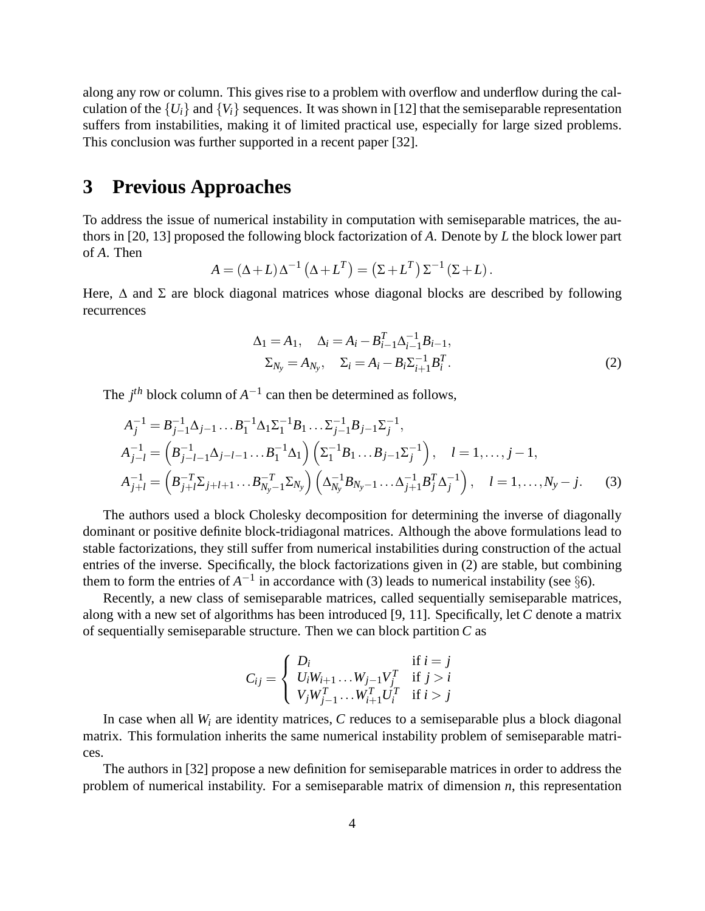along any row or column. This gives rise to a problem with overflow and underflow during the calculation of the $\{U_i\}$ and $\{V_i\}$ sequences. It was shown in [12] that the semiseparable representation suffers from instabilities, making it of limited practical use, especially for large sized problems. This conclusion was further supported in a recent paper [32].

## 3 Previous Approaches

To address the issue of numerical instability in computation with semiseparable matrices, the authors in [20, 13] proposed the following block factorization of $A$. Denote by $L$ the block lower part of $A$. Then

$$A = (\Delta + L)\Delta^{-1}\left(\Delta + L^T\right) = \left(\Sigma + L^T\right)\Sigma^{-1}(\Sigma + L).$$

Here, $\Delta$ and $\Sigma$ are block diagonal matrices whose diagonal blocks are described by following recurrences

$$\begin{aligned} \Delta_1 = A_1, \quad \Delta_i = A_i - B_{i-1}^T \Delta_{i-1}^{-1} B_{i-1}, \\ \Sigma_{N_y} = A_{N_y}, \quad \Sigma_i = A_i - B_i \Sigma_{i+1}^{-1} B_i^T. \end{aligned} \tag{2}$$

The $j^{th}$ block column of $A^{-1}$ can then be determined as follows,

$$\begin{aligned}
A_j^{-1} &= B_{j-1}^{-1}\Delta_{j-1}\dots B_1^{-1}\Delta_1\Sigma_1^{-1}B_1\dots\Sigma_{j-1}^{-1}B_{j-1}\Sigma_j^{-1}, \\
A_{j-l}^{-1} &= \left(B_{j-l-1}^{-1}\Delta_{j-l-1}\dots B_1^{-1}\Delta_1\right)\left(\Sigma_1^{-1}B_1\dots B_{j-1}\Sigma_j^{-1}\right), \quad l = 1,\dots,j-1, \\
A_{j+l}^{-1} &= \left(B_{j+l}^{-T}\Sigma_{j+l+1}\dots B_{N_y-1}^{-T}\Sigma_{N_y}\right)\left(\Delta_{N_y}^{-1}B_{N_y-1}\dots\Delta_{j+1}^{-1}B_j^T\Delta_j^{-1}\right), \quad l = 1,\dots,N_y - j.
\end{aligned} \tag{3}$$

The authors used a block Cholesky decomposition for determining the inverse of diagonally dominant or positive definite block-tridiagonal matrices. Although the above formulations lead to stable factorizations, they still suffer from numerical instabilities during construction of the actual entries of the inverse. Specifically, the block factorizations given in (2) are stable, but combining them to form the entries of $A^{-1}$ in accordance with (3) leads to numerical instability (see §6).

Recently, a new class of semiseparable matrices, called sequentially semiseparable matrices, along with a new set of algorithms has been introduced [9, 11]. Specifically, let $C$ denote a matrix of sequentially semiseparable structure. Then we can block partition $C$ as

$$C_{ij} = \begin{cases} D_i & \text{if } i = j \\ U_i W_{i+1} \dots W_{j-1} V_j^T & \text{if } j > i \\ V_j W_{j-1}^T \dots W_{i+1}^T U_i^T & \text{if } i > j \end{cases}$$

In case when all $W_i$ are identity matrices, $C$ reduces to a semiseparable plus a block diagonal matrix. This formulation inherits the same numerical instability problem of semiseparable matrices.

The authors in [32] propose a new definition for semiseparable matrices in order to address the problem of numerical instability. For a semiseparable matrix of dimension $n$, this representation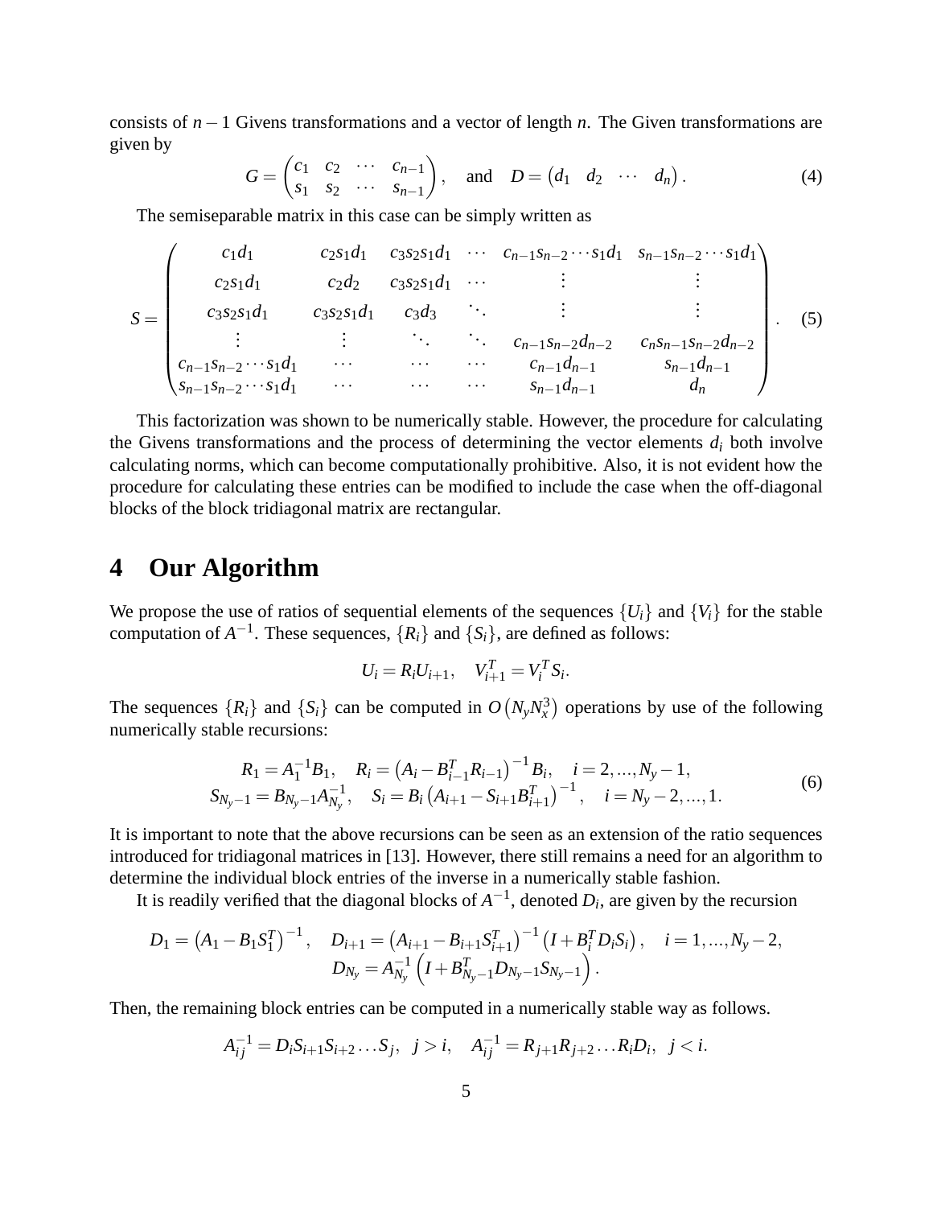consists of $n-1$ Givens transformations and a vector of length $n$. The Given transformations are given by

$$G = \begin{pmatrix} c_1 & c_2 & \cdots & c_{n-1} \\ s_1 & s_2 & \cdots & s_{n-1} \end{pmatrix}, \quad \text{and} \quad D = \begin{pmatrix} d_1 & d_2 & \cdots & d_n \end{pmatrix}. \tag{4}$$

The semiseparable matrix in this case can be simply written as

$$S = \begin{pmatrix} c_1 d_1 & c_2 s_1 d_1 & c_3 s_2 s_1 d_1 & \cdots & c_{n-1} s_{n-2} \cdots s_1 d_1 & s_{n-1} s_{n-2} \cdots s_1 d_1 \\ c_2 s_1 d_1 & c_2 d_2 & c_3 s_2 s_1 d_1 & \cdots & \vdots & \vdots \\ c_3 s_2 s_1 d_1 & c_3 s_2 s_1 d_1 & c_3 d_3 & \ddots & \vdots & \vdots \\ \vdots & \vdots & \ddots & \ddots & c_{n-1} s_{n-2} d_{n-2} & c_n s_{n-1} s_{n-2} d_{n-2} \\ c_{n-1} s_{n-2} \cdots s_1 d_1 & \cdots & \cdots & \cdots & c_{n-1} d_{n-1} & s_{n-1} d_{n-1} \\ s_{n-1} s_{n-2} \cdots s_1 d_1 & \cdots & \cdots & \cdots & s_{n-1} d_{n-1} & d_n \end{pmatrix}. \tag{5}$$

This factorization was shown to be numerically stable. However, the procedure for calculating the Givens transformations and the process of determining the vector elements $d_i$ both involve calculating norms, which can become computationally prohibitive. Also, it is not evident how the procedure for calculating these entries can be modified to include the case when the off-diagonal blocks of the block tridiagonal matrix are rectangular.

# 4 Our Algorithm

We propose the use of ratios of sequential elements of the sequences $\{U_i\}$ and $\{V_i\}$ for the stable computation of $A^{-1}$. These sequences, $\{R_i\}$ and $\{S_i\}$, are defined as follows:

$$U_i = R_i U_{i+1}, \quad V_{i+1}^T = V_i^T S_i.$$

The sequences $\{R_i\}$ and $\{S_i\}$ can be computed in $O\left(N_y N_x^3\right)$ operations by use of the following numerically stable recursions:

$$\begin{gathered} R_1 = A_1^{-1} B_1, \quad R_i = \left(A_i - B_{i-1}^T R_{i-1}\right)^{-1} B_i, \quad i = 2, \ldots, N_y - 1, \\ S_{N_y-1} = B_{N_y-1} A_{N_y}^{-1}, \quad S_i = B_i \left(A_{i+1} - S_{i+1} B_{i+1}^T\right)^{-1}, \quad i = N_y - 2, \ldots, 1. \end{gathered} \tag{6}$$

It is important to note that the above recursions can be seen as an extension of the ratio sequences introduced for tridiagonal matrices in [13]. However, there still remains a need for an algorithm to determine the individual block entries of the inverse in a numerically stable fashion.

It is readily verified that the diagonal blocks of $A^{-1}$, denoted $D_i$, are given by the recursion

$$\begin{gathered} D_1 = \left(A_1 - B_1 S_1^T\right)^{-1}, \quad D_{i+1} = \left(A_{i+1} - B_{i+1} S_{i+1}^T\right)^{-1} \left(I + B_i^T D_i S_i\right), \quad i = 1, \ldots, N_y - 2, \\ D_{N_y} = A_{N_y}^{-1} \left(I + B_{N_y-1}^T D_{N_y-1} S_{N_y-1}\right). \end{gathered}$$

Then, the remaining block entries can be computed in a numerically stable way as follows.

$$A_{ij}^{-1} = D_i S_{i+1} S_{i+2} \ldots S_j, \;\; j > i, \quad A_{ij}^{-1} = R_{j+1} R_{j+2} \ldots R_i D_i, \;\; j < i.$$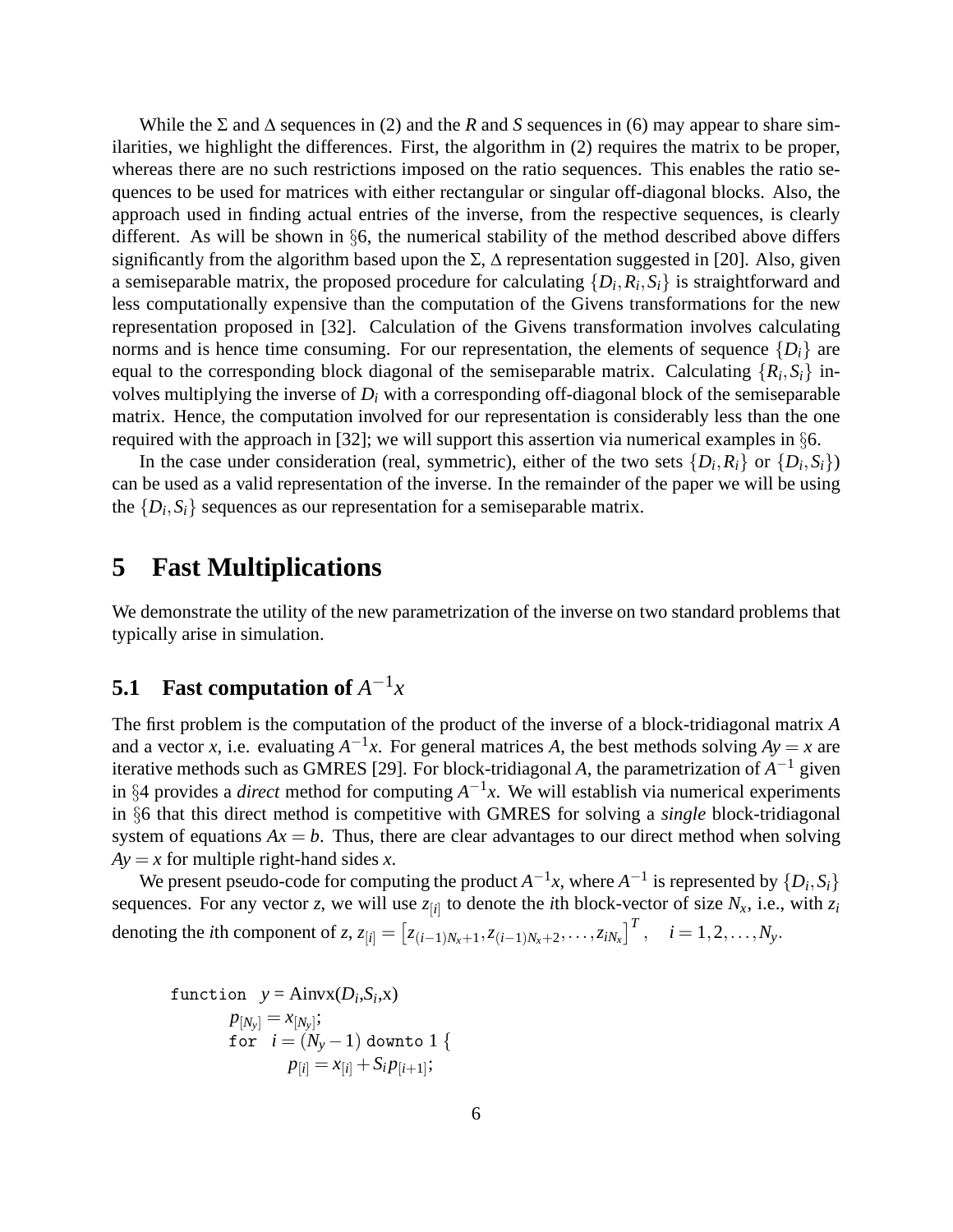While the $\Sigma$ and $\Delta$ sequences in (2) and the $R$ and $S$ sequences in (6) may appear to share similarities, we highlight the differences. First, the algorithm in (2) requires the matrix to be proper, whereas there are no such restrictions imposed on the ratio sequences. This enables the ratio sequences to be used for matrices with either rectangular or singular off-diagonal blocks. Also, the approach used in finding actual entries of the inverse, from the respective sequences, is clearly different. As will be shown in §6, the numerical stability of the method described above differs significantly from the algorithm based upon the $\Sigma$, $\Delta$ representation suggested in [20]. Also, given a semiseparable matrix, the proposed procedure for calculating $\{D_i, R_i, S_i\}$ is straightforward and less computationally expensive than the computation of the Givens transformations for the new representation proposed in [32]. Calculation of the Givens transformation involves calculating norms and is hence time consuming. For our representation, the elements of sequence $\{D_i\}$ are equal to the corresponding block diagonal of the semiseparable matrix. Calculating $\{R_i, S_i\}$ involves multiplying the inverse of $D_i$ with a corresponding off-diagonal block of the semiseparable matrix. Hence, the computation involved for our representation is considerably less than the one required with the approach in [32]; we will support this assertion via numerical examples in §6.

In the case under consideration (real, symmetric), either of the two sets $\{D_i, R_i\}$ or $\{D_i, S_i\}$) can be used as a valid representation of the inverse. In the remainder of the paper we will be using the $\{D_i, S_i\}$ sequences as our representation for a semiseparable matrix.

# 5 Fast Multiplications

We demonstrate the utility of the new parametrization of the inverse on two standard problems that typically arise in simulation.

## 5.1 Fast computation of $A^{-1}x$

The first problem is the computation of the product of the inverse of a block-tridiagonal matrix $A$ and a vector $x$, i.e. evaluating $A^{-1}x$. For general matrices $A$, the best methods solving $Ay = x$ are iterative methods such as GMRES [29]. For block-tridiagonal $A$, the parametrization of $A^{-1}$ given in §4 provides a *direct* method for computing $A^{-1}x$. We will establish via numerical experiments in §6 that this direct method is competitive with GMRES for solving a *single* block-tridiagonal system of equations $Ax = b$. Thus, there are clear advantages to our direct method when solving $Ay = x$ for multiple right-hand sides $x$.

We present pseudo-code for computing the product $A^{-1}x$, where $A^{-1}$ is represented by $\{D_i, S_i\}$ sequences. For any vector $z$, we will use $z_{[i]}$ to denote the $i$th block-vector of size $N_x$, i.e., with $z_i$ denoting the $i$th component of $z$, $z_{[i]} = \left[z_{(i-1)N_x+1}, z_{(i-1)N_x+2}, \ldots, z_{iN_x}\right]^T, \quad i = 1, 2, \ldots, N_y$.

```
function  y = Ainvx(D_i,S_i,x)
    p_[N_y] = x_[N_y];
    for  i = (N_y − 1) downto 1 {
        p_[i] = x_[i] + S_i p_[i+1];
```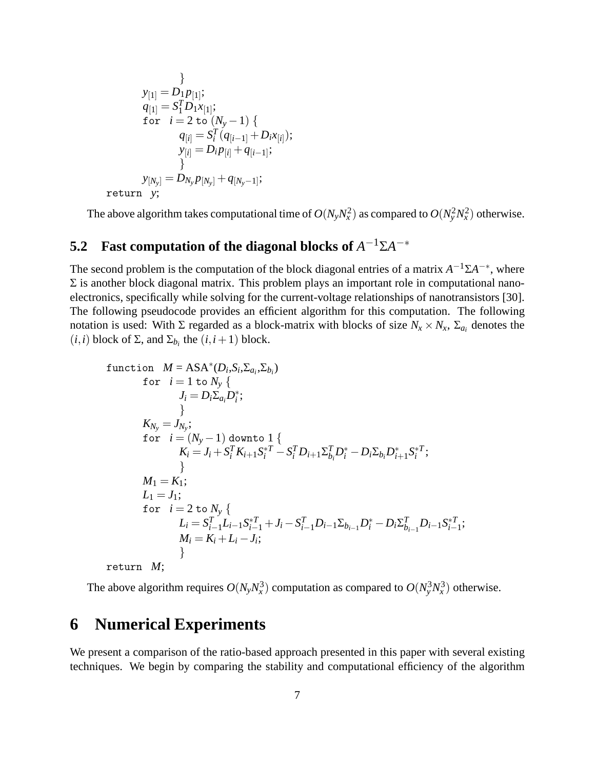```
        }
    y[1] = D_1 p[1];
    q[1] = S_1^T D_1 x[1];
    for  i = 2 to (N_y − 1) {
        q[i] = S_i^T (q[i−1] + D_i x[i]);
        y[i] = D_i p[i] + q[i−1];
        }
    y[N_y] = D_{N_y} p[N_y] + q[N_y−1];
return  y;
```

The above algorithm takes computational time of $O(N_y N_x^2)$ as compared to $O(N_y^2 N_x^2)$ otherwise.

### 5.2 Fast computation of the diagonal blocks of $A^{-1}\Sigma A^{-*}$

The second problem is the computation of the block diagonal entries of a matrix $A^{-1}\Sigma A^{-*}$, where $\Sigma$ is another block diagonal matrix. This problem plays an important role in computational nano-electronics, specifically while solving for the current-voltage relationships of nanotransistors [30]. The following pseudocode provides an efficient algorithm for this computation. The following notation is used: With $\Sigma$ regarded as a block-matrix with blocks of size $N_x \times N_x$, $\Sigma_{a_i}$ denotes the $(i,i)$ block of $\Sigma$, and $\Sigma_{b_i}$ the $(i,i+1)$ block.

```
function  M = ASA*(D_i, S_i, Σ_{a_i}, Σ_{b_i})
    for  i = 1 to N_y {
        J_i = D_i Σ_{a_i} D_i^*;
        }
    K_{N_y} = J_{N_y};
    for  i = (N_y − 1) downto 1 {
        K_i = J_i + S_i^T K_{i+1} S_i^{*T} − S_i^T D_{i+1} Σ_{b_i}^T D_i^* − D_i Σ_{b_i} D_{i+1}^* S_i^{*T};
        }
    M_1 = K_1;
    L_1 = J_1;
    for  i = 2 to N_y {
        L_i = S_{i−1}^T L_{i−1} S_{i−1}^{*T} + J_i − S_{i−1}^T D_{i−1} Σ_{b_{i−1}} D_i^* − D_i Σ_{b_{i−1}}^T D_{i−1} S_{i−1}^{*T};
        M_i = K_i + L_i − J_i;
        }
return  M;
```

The above algorithm requires $O(N_y N_x^3)$ computation as compared to $O(N_y^3 N_x^3)$ otherwise.

## 6 Numerical Experiments

We present a comparison of the ratio-based approach presented in this paper with several existing techniques. We begin by comparing the stability and computational efficiency of the algorithm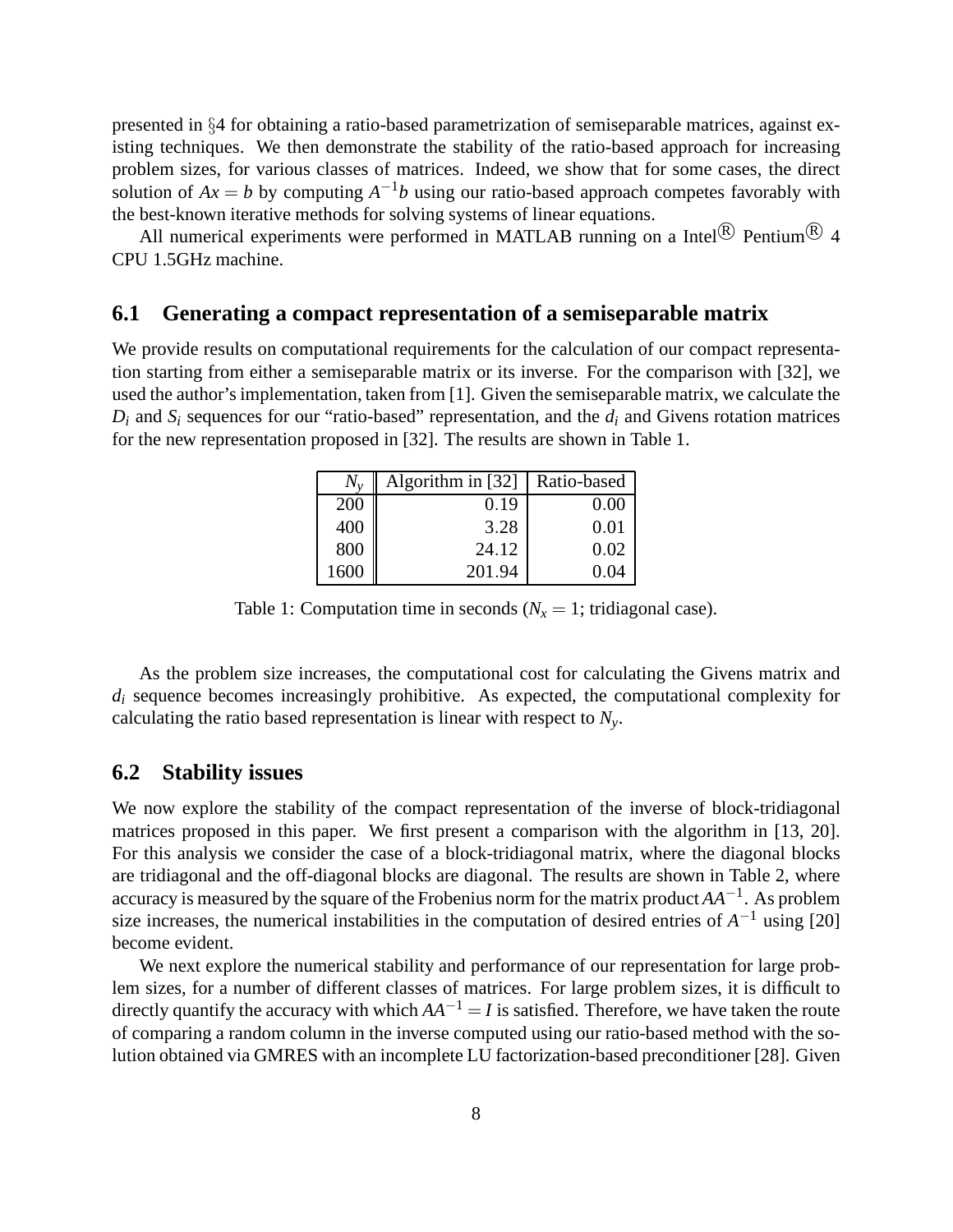presented in §4 for obtaining a ratio-based parametrization of semiseparable matrices, against existing techniques. We then demonstrate the stability of the ratio-based approach for increasing problem sizes, for various classes of matrices. Indeed, we show that for some cases, the direct solution of $Ax = b$ by computing $A^{-1}b$ using our ratio-based approach competes favorably with the best-known iterative methods for solving systems of linear equations.

All numerical experiments were performed in MATLAB running on a Intel® Pentium® 4 CPU 1.5GHz machine.

## 6.1 Generating a compact representation of a semiseparable matrix

We provide results on computational requirements for the calculation of our compact representation starting from either a semiseparable matrix or its inverse. For the comparison with [32], we used the author's implementation, taken from [1]. Given the semiseparable matrix, we calculate the $D_i$ and $S_i$ sequences for our "ratio-based" representation, and the $d_i$ and Givens rotation matrices for the new representation proposed in [32]. The results are shown in Table 1.

| $N_y$ | Algorithm in [32] | Ratio-based |
|---|---|---|
| 200 | 0.19 | 0.00 |
| 400 | 3.28 | 0.01 |
| 800 | 24.12 | 0.02 |
| 1600 | 201.94 | 0.04 |

Table 1: Computation time in seconds ($N_x = 1$; tridiagonal case).

As the problem size increases, the computational cost for calculating the Givens matrix and $d_i$ sequence becomes increasingly prohibitive. As expected, the computational complexity for calculating the ratio based representation is linear with respect to $N_y$.

## 6.2 Stability issues

We now explore the stability of the compact representation of the inverse of block-tridiagonal matrices proposed in this paper. We first present a comparison with the algorithm in [13, 20]. For this analysis we consider the case of a block-tridiagonal matrix, where the diagonal blocks are tridiagonal and the off-diagonal blocks are diagonal. The results are shown in Table 2, where accuracy is measured by the square of the Frobenius norm for the matrix product $AA^{-1}$. As problem size increases, the numerical instabilities in the computation of desired entries of $A^{-1}$ using [20] become evident.

We next explore the numerical stability and performance of our representation for large problem sizes, for a number of different classes of matrices. For large problem sizes, it is difficult to directly quantify the accuracy with which $AA^{-1} = I$ is satisfied. Therefore, we have taken the route of comparing a random column in the inverse computed using our ratio-based method with the solution obtained via GMRES with an incomplete LU factorization-based preconditioner [28]. Given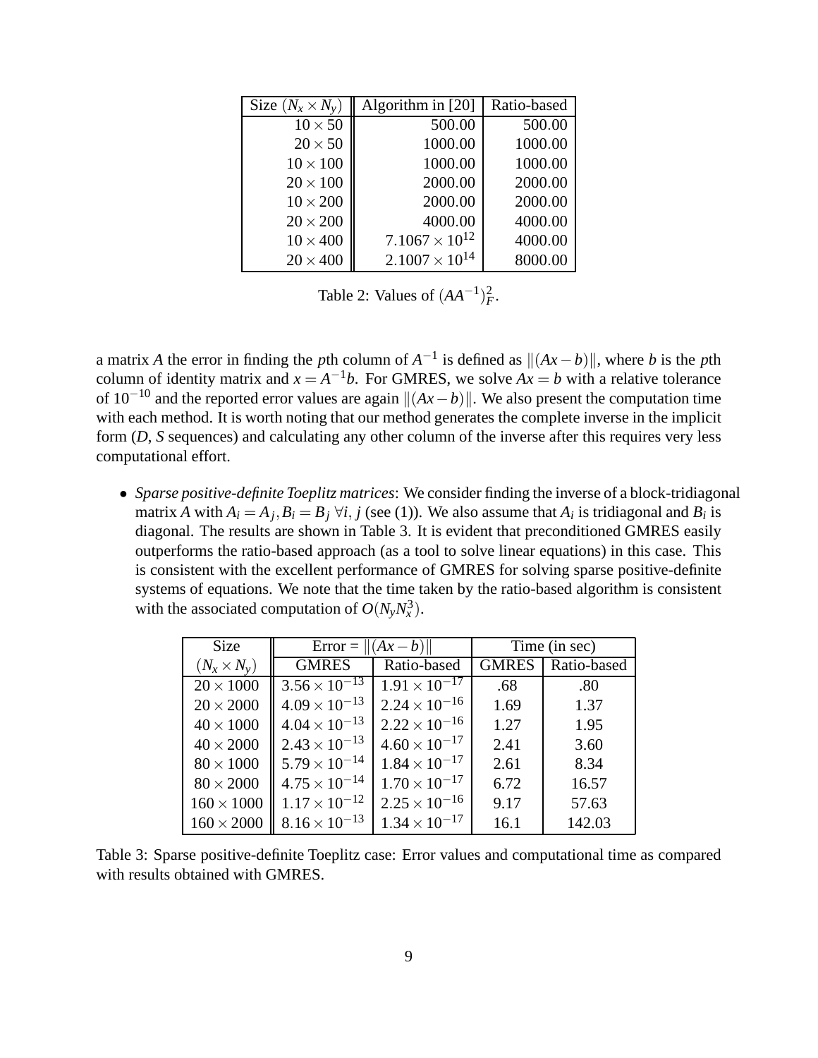| Size ($N_x \times N_y$) | Algorithm in [20] | Ratio-based |
|---|---|---|
| $10 \times 50$ | 500.00 | 500.00 |
| $20 \times 50$ | 1000.00 | 1000.00 |
| $10 \times 100$ | 1000.00 | 1000.00 |
| $20 \times 100$ | 2000.00 | 2000.00 |
| $10 \times 200$ | 2000.00 | 2000.00 |
| $20 \times 200$ | 4000.00 | 4000.00 |
| $10 \times 400$ | $7.1067 \times 10^{12}$ | 4000.00 |
| $20 \times 400$ | $2.1007 \times 10^{14}$ | 8000.00 |

Table 2: Values of $(AA^{-1})_F^2$.

a matrix $A$ the error in finding the $p$th column of $A^{-1}$ is defined as $\|(Ax-b)\|$, where $b$ is the $p$th column of identity matrix and $x = A^{-1}b$. For GMRES, we solve $Ax = b$ with a relative tolerance of $10^{-10}$ and the reported error values are again $\|(Ax-b)\|$. We also present the computation time with each method. It is worth noting that our method generates the complete inverse in the implicit form ($D$, $S$ sequences) and calculating any other column of the inverse after this requires very less computational effort.

- *Sparse positive-definite Toeplitz matrices*: We consider finding the inverse of a block-tridiagonal matrix $A$ with $A_i = A_j, B_i = B_j \; \forall i, j$ (see (1)). We also assume that $A_i$ is tridiagonal and $B_i$ is diagonal. The results are shown in Table 3. It is evident that preconditioned GMRES easily outperforms the ratio-based approach (as a tool to solve linear equations) in this case. This is consistent with the excellent performance of GMRES for solving sparse positive-definite systems of equations. We note that the time taken by the ratio-based algorithm is consistent with the associated computation of $O(N_y N_x^3)$.

| Size | Error = $\|(Ax-b)\|$ | | Time (in sec) | |
|---|---|---|---|---|
| ($N_x \times N_y$) | GMRES | Ratio-based | GMRES | Ratio-based |
| $20 \times 1000$ | $3.56 \times 10^{-13}$ | $1.91 \times 10^{-17}$ | .68 | .80 |
| $20 \times 2000$ | $4.09 \times 10^{-13}$ | $2.24 \times 10^{-16}$ | 1.69 | 1.37 |
| $40 \times 1000$ | $4.04 \times 10^{-13}$ | $2.22 \times 10^{-16}$ | 1.27 | 1.95 |
| $40 \times 2000$ | $2.43 \times 10^{-13}$ | $4.60 \times 10^{-17}$ | 2.41 | 3.60 |
| $80 \times 1000$ | $5.79 \times 10^{-14}$ | $1.84 \times 10^{-17}$ | 2.61 | 8.34 |
| $80 \times 2000$ | $4.75 \times 10^{-14}$ | $1.70 \times 10^{-17}$ | 6.72 | 16.57 |
| $160 \times 1000$ | $1.17 \times 10^{-12}$ | $2.25 \times 10^{-16}$ | 9.17 | 57.63 |
| $160 \times 2000$ | $8.16 \times 10^{-13}$ | $1.34 \times 10^{-17}$ | 16.1 | 142.03 |

Table 3: Sparse positive-definite Toeplitz case: Error values and computational time as compared with results obtained with GMRES.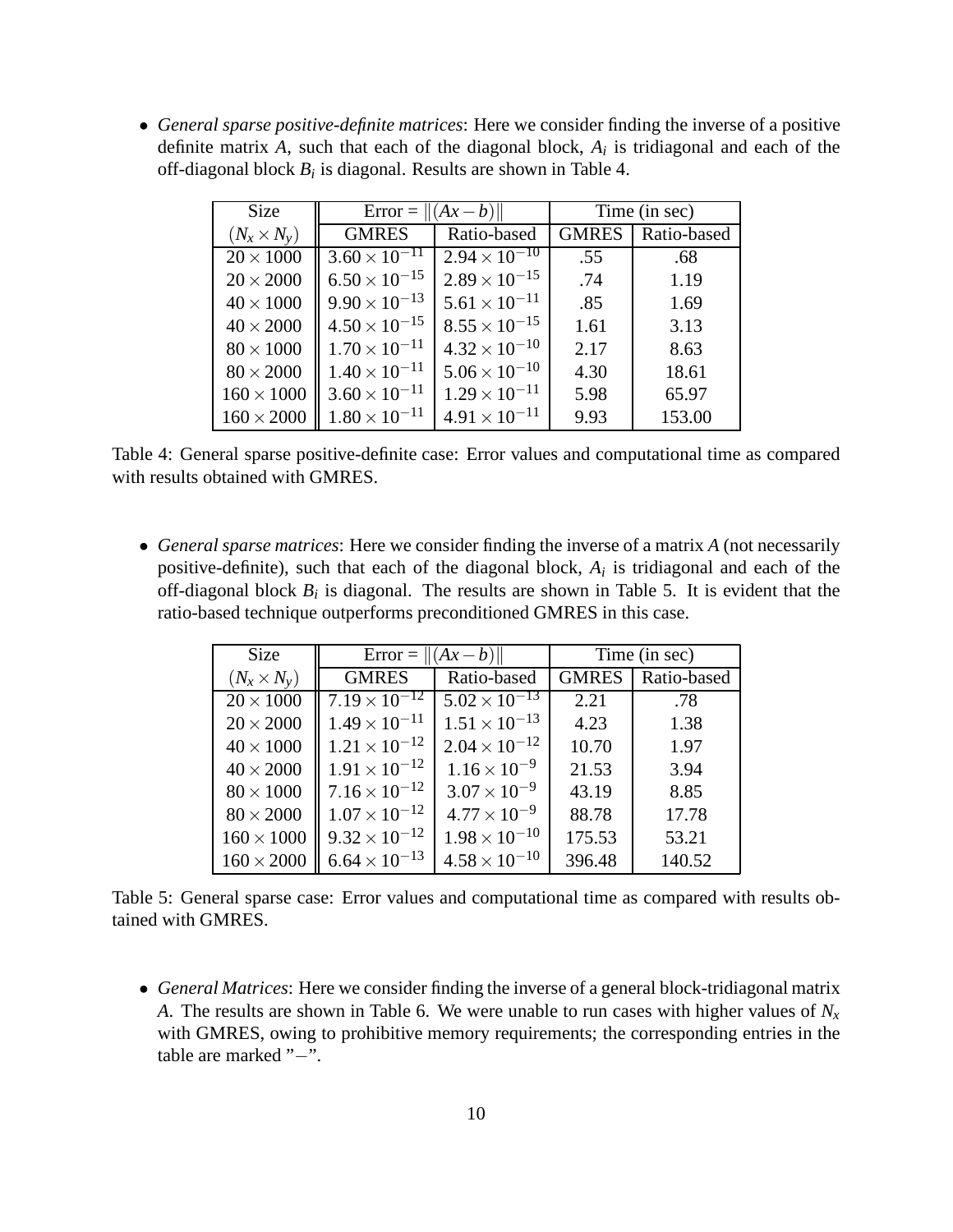- *General sparse positive-definite matrices*: Here we consider finding the inverse of a positive definite matrix $A$, such that each of the diagonal block, $A_i$ is tridiagonal and each of the off-diagonal block $B_i$ is diagonal. Results are shown in Table 4.

| Size | Error = $\|(Ax-b)\|$ | | Time (in sec) | |
|---|---|---|---|---|
| $(N_x \times N_y)$ | GMRES | Ratio-based | GMRES | Ratio-based |
| $20 \times 1000$ | $3.60 \times 10^{-11}$ | $2.94 \times 10^{-10}$ | .55 | .68 |
| $20 \times 2000$ | $6.50 \times 10^{-15}$ | $2.89 \times 10^{-15}$ | .74 | 1.19 |
| $40 \times 1000$ | $9.90 \times 10^{-13}$ | $5.61 \times 10^{-11}$ | .85 | 1.69 |
| $40 \times 2000$ | $4.50 \times 10^{-15}$ | $8.55 \times 10^{-15}$ | 1.61 | 3.13 |
| $80 \times 1000$ | $1.70 \times 10^{-11}$ | $4.32 \times 10^{-10}$ | 2.17 | 8.63 |
| $80 \times 2000$ | $1.40 \times 10^{-11}$ | $5.06 \times 10^{-10}$ | 4.30 | 18.61 |
| $160 \times 1000$ | $3.60 \times 10^{-11}$ | $1.29 \times 10^{-11}$ | 5.98 | 65.97 |
| $160 \times 2000$ | $1.80 \times 10^{-11}$ | $4.91 \times 10^{-11}$ | 9.93 | 153.00 |

Table 4: General sparse positive-definite case: Error values and computational time as compared with results obtained with GMRES.

- *General sparse matrices*: Here we consider finding the inverse of a matrix $A$ (not necessarily positive-definite), such that each of the diagonal block, $A_i$ is tridiagonal and each of the off-diagonal block $B_i$ is diagonal. The results are shown in Table 5. It is evident that the ratio-based technique outperforms preconditioned GMRES in this case.

| Size | Error = $\|(Ax-b)\|$ | | Time (in sec) | |
|---|---|---|---|---|
| $(N_x \times N_y)$ | GMRES | Ratio-based | GMRES | Ratio-based |
| $20 \times 1000$ | $7.19 \times 10^{-12}$ | $5.02 \times 10^{-13}$ | 2.21 | .78 |
| $20 \times 2000$ | $1.49 \times 10^{-11}$ | $1.51 \times 10^{-13}$ | 4.23 | 1.38 |
| $40 \times 1000$ | $1.21 \times 10^{-12}$ | $2.04 \times 10^{-12}$ | 10.70 | 1.97 |
| $40 \times 2000$ | $1.91 \times 10^{-12}$ | $1.16 \times 10^{-9}$ | 21.53 | 3.94 |
| $80 \times 1000$ | $7.16 \times 10^{-12}$ | $3.07 \times 10^{-9}$ | 43.19 | 8.85 |
| $80 \times 2000$ | $1.07 \times 10^{-12}$ | $4.77 \times 10^{-9}$ | 88.78 | 17.78 |
| $160 \times 1000$ | $9.32 \times 10^{-12}$ | $1.98 \times 10^{-10}$ | 175.53 | 53.21 |
| $160 \times 2000$ | $6.64 \times 10^{-13}$ | $4.58 \times 10^{-10}$ | 396.48 | 140.52 |

Table 5: General sparse case: Error values and computational time as compared with results obtained with GMRES.

- *General Matrices*: Here we consider finding the inverse of a general block-tridiagonal matrix $A$. The results are shown in Table 6. We were unable to run cases with higher values of $N_x$ with GMRES, owing to prohibitive memory requirements; the corresponding entries in the table are marked "−".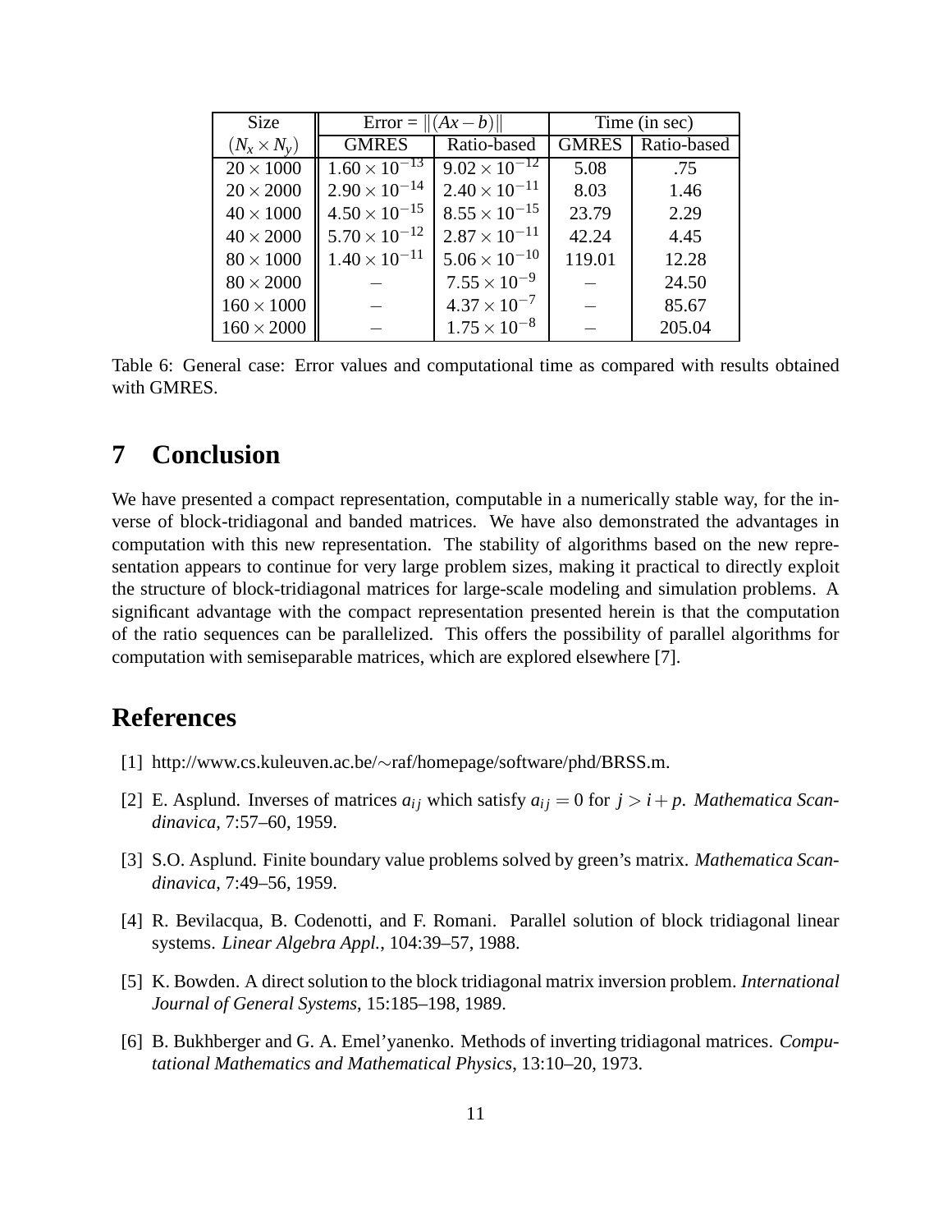| Size | Error = $\|(Ax-b)\|$ | | Time (in sec) | |
|---|---|---|---|---|
| $(N_x \times N_y)$ | GMRES | Ratio-based | GMRES | Ratio-based |
| $20 \times 1000$ | $1.60 \times 10^{-13}$ | $9.02 \times 10^{-12}$ | 5.08 | .75 |
| $20 \times 2000$ | $2.90 \times 10^{-14}$ | $2.40 \times 10^{-11}$ | 8.03 | 1.46 |
| $40 \times 1000$ | $4.50 \times 10^{-15}$ | $8.55 \times 10^{-15}$ | 23.79 | 2.29 |
| $40 \times 2000$ | $5.70 \times 10^{-12}$ | $2.87 \times 10^{-11}$ | 42.24 | 4.45 |
| $80 \times 1000$ | $1.40 \times 10^{-11}$ | $5.06 \times 10^{-10}$ | 119.01 | 12.28 |
| $80 \times 2000$ | – | $7.55 \times 10^{-9}$ | – | 24.50 |
| $160 \times 1000$ | – | $4.37 \times 10^{-7}$ | – | 85.67 |
| $160 \times 2000$ | – | $1.75 \times 10^{-8}$ | – | 205.04 |

Table 6: General case: Error values and computational time as compared with results obtained with GMRES.

# 7 Conclusion

We have presented a compact representation, computable in a numerically stable way, for the inverse of block-tridiagonal and banded matrices. We have also demonstrated the advantages in computation with this new representation. The stability of algorithms based on the new representation appears to continue for very large problem sizes, making it practical to directly exploit the structure of block-tridiagonal matrices for large-scale modeling and simulation problems. A significant advantage with the compact representation presented herein is that the computation of the ratio sequences can be parallelized. This offers the possibility of parallel algorithms for computation with semiseparable matrices, which are explored elsewhere [7].

# References

[1] http://www.cs.kuleuven.ac.be/∼raf/homepage/software/phd/BRSS.m.

[2] E. Asplund. Inverses of matrices $a_{ij}$ which satisfy $a_{ij} = 0$ for $j > i + p$. *Mathematica Scandinavica*, 7:57–60, 1959.

[3] S.O. Asplund. Finite boundary value problems solved by green's matrix. *Mathematica Scandinavica*, 7:49–56, 1959.

[4] R. Bevilacqua, B. Codenotti, and F. Romani. Parallel solution of block tridiagonal linear systems. *Linear Algebra Appl.*, 104:39–57, 1988.

[5] K. Bowden. A direct solution to the block tridiagonal matrix inversion problem. *International Journal of General Systems*, 15:185–198, 1989.

[6] B. Bukhberger and G. A. Emel'yanenko. Methods of inverting tridiagonal matrices. *Computational Mathematics and Mathematical Physics*, 13:10–20, 1973.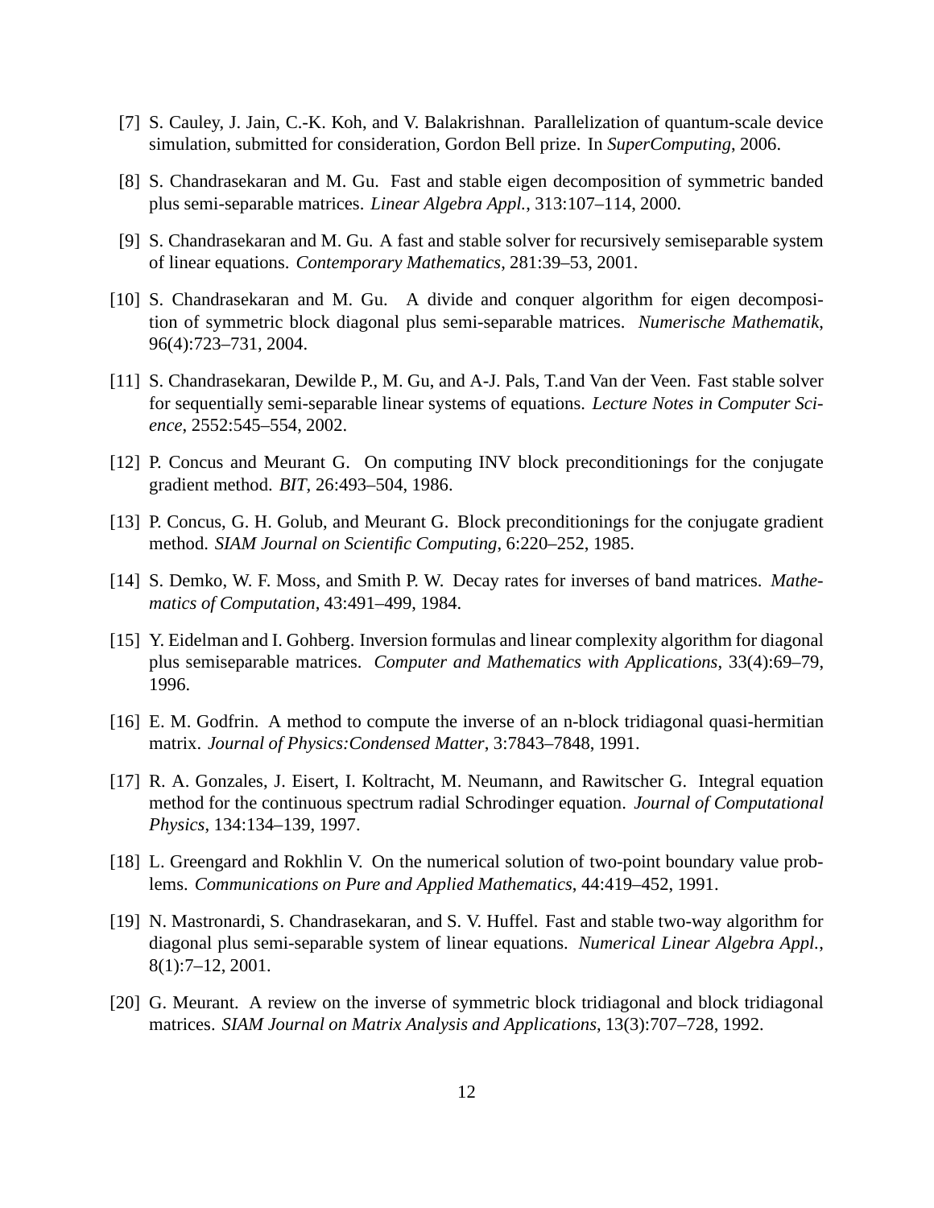[7] S. Cauley, J. Jain, C.-K. Koh, and V. Balakrishnan. Parallelization of quantum-scale device simulation, submitted for consideration, Gordon Bell prize. In *SuperComputing*, 2006.

[8] S. Chandrasekaran and M. Gu. Fast and stable eigen decomposition of symmetric banded plus semi-separable matrices. *Linear Algebra Appl.*, 313:107–114, 2000.

[9] S. Chandrasekaran and M. Gu. A fast and stable solver for recursively semiseparable system of linear equations. *Contemporary Mathematics*, 281:39–53, 2001.

[10] S. Chandrasekaran and M. Gu. A divide and conquer algorithm for eigen decomposition of symmetric block diagonal plus semi-separable matrices. *Numerische Mathematik*, 96(4):723–731, 2004.

[11] S. Chandrasekaran, Dewilde P., M. Gu, and A-J. Pals, T.and Van der Veen. Fast stable solver for sequentially semi-separable linear systems of equations. *Lecture Notes in Computer Science*, 2552:545–554, 2002.

[12] P. Concus and Meurant G. On computing INV block preconditionings for the conjugate gradient method. *BIT*, 26:493–504, 1986.

[13] P. Concus, G. H. Golub, and Meurant G. Block preconditionings for the conjugate gradient method. *SIAM Journal on Scientific Computing*, 6:220–252, 1985.

[14] S. Demko, W. F. Moss, and Smith P. W. Decay rates for inverses of band matrices. *Mathematics of Computation*, 43:491–499, 1984.

[15] Y. Eidelman and I. Gohberg. Inversion formulas and linear complexity algorithm for diagonal plus semiseparable matrices. *Computer and Mathematics with Applications*, 33(4):69–79, 1996.

[16] E. M. Godfrin. A method to compute the inverse of an n-block tridiagonal quasi-hermitian matrix. *Journal of Physics:Condensed Matter*, 3:7843–7848, 1991.

[17] R. A. Gonzales, J. Eisert, I. Koltracht, M. Neumann, and Rawitscher G. Integral equation method for the continuous spectrum radial Schrodinger equation. *Journal of Computational Physics*, 134:134–139, 1997.

[18] L. Greengard and Rokhlin V. On the numerical solution of two-point boundary value problems. *Communications on Pure and Applied Mathematics*, 44:419–452, 1991.

[19] N. Mastronardi, S. Chandrasekaran, and S. V. Huffel. Fast and stable two-way algorithm for diagonal plus semi-separable system of linear equations. *Numerical Linear Algebra Appl.*, 8(1):7–12, 2001.

[20] G. Meurant. A review on the inverse of symmetric block tridiagonal and block tridiagonal matrices. *SIAM Journal on Matrix Analysis and Applications*, 13(3):707–728, 1992.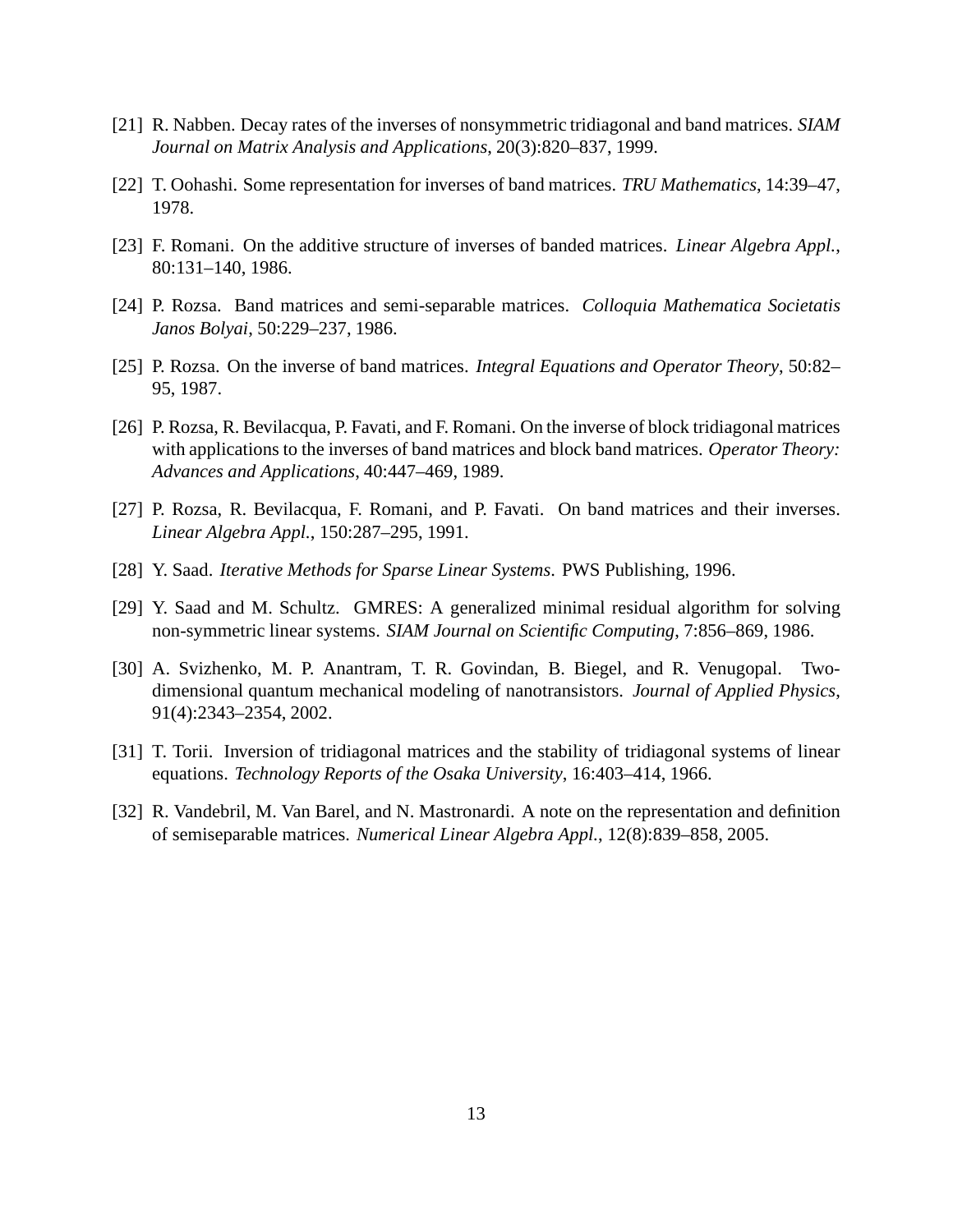[21] R. Nabben. Decay rates of the inverses of nonsymmetric tridiagonal and band matrices. *SIAM Journal on Matrix Analysis and Applications*, 20(3):820–837, 1999.

[22] T. Oohashi. Some representation for inverses of band matrices. *TRU Mathematics*, 14:39–47, 1978.

[23] F. Romani. On the additive structure of inverses of banded matrices. *Linear Algebra Appl.*, 80:131–140, 1986.

[24] P. Rozsa. Band matrices and semi-separable matrices. *Colloquia Mathematica Societatis Janos Bolyai*, 50:229–237, 1986.

[25] P. Rozsa. On the inverse of band matrices. *Integral Equations and Operator Theory*, 50:82–95, 1987.

[26] P. Rozsa, R. Bevilacqua, P. Favati, and F. Romani. On the inverse of block tridiagonal matrices with applications to the inverses of band matrices and block band matrices. *Operator Theory: Advances and Applications*, 40:447–469, 1989.

[27] P. Rozsa, R. Bevilacqua, F. Romani, and P. Favati. On band matrices and their inverses. *Linear Algebra Appl.*, 150:287–295, 1991.

[28] Y. Saad. *Iterative Methods for Sparse Linear Systems*. PWS Publishing, 1996.

[29] Y. Saad and M. Schultz. GMRES: A generalized minimal residual algorithm for solving non-symmetric linear systems. *SIAM Journal on Scientific Computing*, 7:856–869, 1986.

[30] A. Svizhenko, M. P. Anantram, T. R. Govindan, B. Biegel, and R. Venugopal. Two-dimensional quantum mechanical modeling of nanotransistors. *Journal of Applied Physics*, 91(4):2343–2354, 2002.

[31] T. Torii. Inversion of tridiagonal matrices and the stability of tridiagonal systems of linear equations. *Technology Reports of the Osaka University*, 16:403–414, 1966.

[32] R. Vandebril, M. Van Barel, and N. Mastronardi. A note on the representation and definition of semiseparable matrices. *Numerical Linear Algebra Appl.*, 12(8):839–858, 2005.